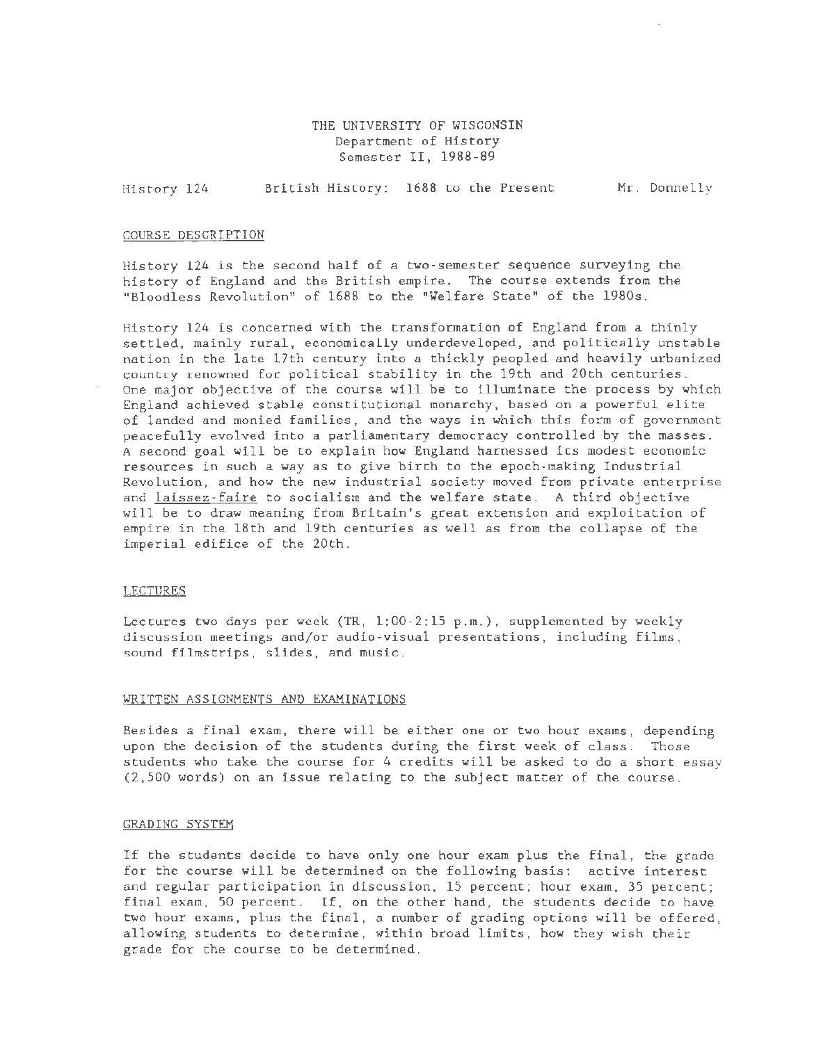THE UNIVERSITY OF WISCONSIN
Department of History
Semester II, 1988-89

History 124 British History: 1688 to the Present Mr. Donnelly

## COURSE DESCRIPTION

History 124 is the second half of a two-semester sequence surveying the history of England and the British empire. The course extends from the "Bloodless Revolution" of 1688 to the "Welfare State" of the 1980s.

History 124 is concerned with the transformation of England from a thinly settled, mainly rural, economically underdeveloped, and politically unstable nation in the late 17th century into a thickly peopled and heavily urbanized country renowned for political stability in the 19th and 20th centuries. One major objective of the course will be to illuminate the process by which England achieved stable constitutional monarchy, based on a powerful elite of landed and monied families, and the ways in which this form of government peacefully evolved into a parliamentary democracy controlled by the masses. A second goal will be to explain how England harnessed its modest economic resources in such a way as to give birth to the epoch-making Industrial Revolution, and how the new industrial society moved from private enterprise and laissez-faire to socialism and the welfare state. A third objective will be to draw meaning from Britain's great extension and exploitation of empire in the 18th and 19th centuries as well as from the collapse of the imperial edifice of the 20th.

## LECTURES

Lectures two days per week (TR, 1:00-2:15 p.m.), supplemented by weekly discussion meetings and/or audio-visual presentations, including films, sound filmstrips, slides, and music.

## WRITTEN ASSIGNMENTS AND EXAMINATIONS

Besides a final exam, there will be either one or two hour exams, depending upon the decision of the students during the first week of class. Those students who take the course for 4 credits will be asked to do a short essay (2,500 words) on an issue relating to the subject matter of the course.

## GRADING SYSTEM

If the students decide to have only one hour exam plus the final, the grade for the course will be determined on the following basis: active interest and regular participation in discussion, 15 percent; hour exam, 35 percent; final exam, 50 percent. If, on the other hand, the students decide to have two hour exams, plus the final, a number of grading options will be offered, allowing students to determine, within broad limits, how they wish their grade for the course to be determined.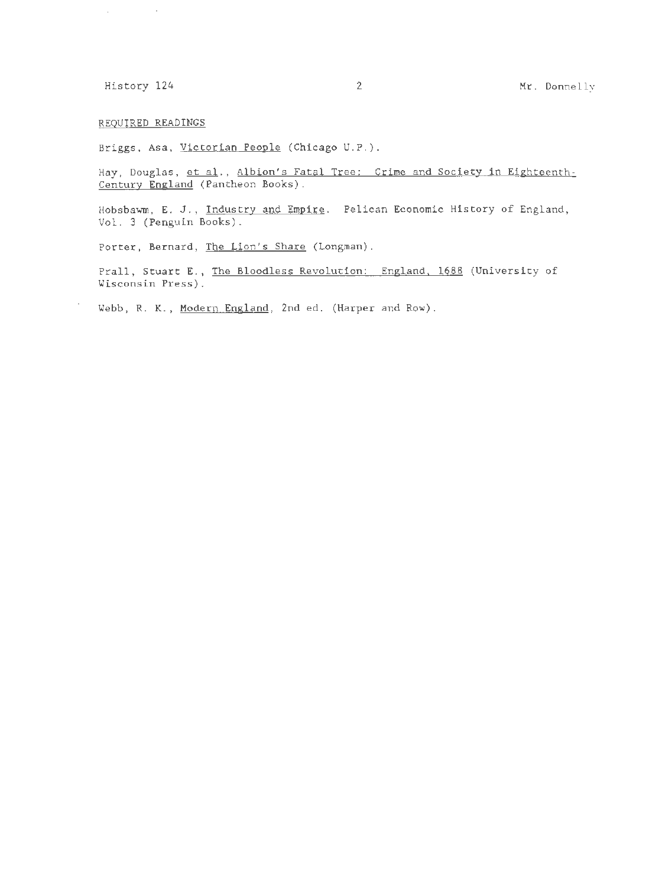## REQUIRED READINGS

Briggs, Asa, *Victorian People* (Chicago U.P.).

Hay, Douglas, *et al.*, *Albion's Fatal Tree: Crime and Society in Eighteenth-Century England* (Pantheon Books).

Hobsbawm, E. J., *Industry and Empire*. Pelican Economic History of England, Vol. 3 (Penguin Books).

Porter, Bernard, *The Lion's Share* (Longman).

Prall, Stuart E., *The Bloodless Revolution: England, 1688* (University of Wisconsin Press).

Webb, R. K., *Modern England*, 2nd ed. (Harper and Row).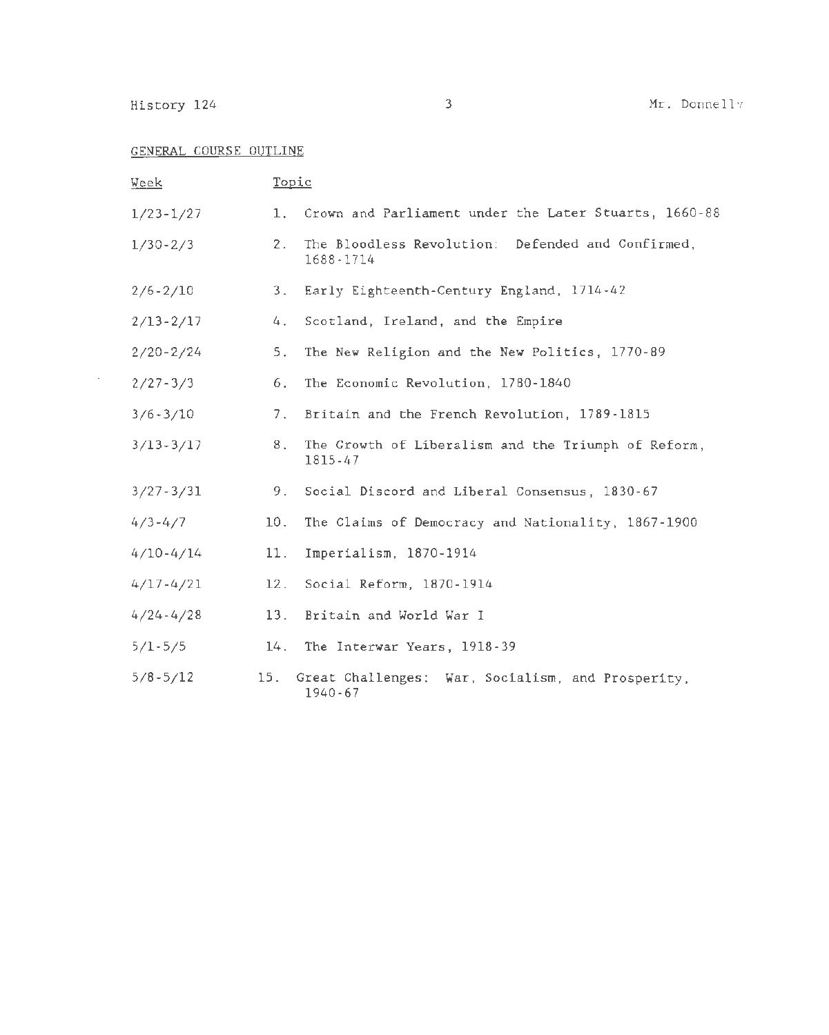## GENERAL COURSE OUTLINE

| Week | Topic |
| --- | --- |
| 1/23-1/27 | 1. Crown and Parliament under the Later Stuarts, 1660-88 |
| 1/30-2/3 | 2. The Bloodless Revolution: Defended and Confirmed, 1688-1714 |
| 2/6-2/10 | 3. Early Eighteenth-Century England, 1714-42 |
| 2/13-2/17 | 4. Scotland, Ireland, and the Empire |
| 2/20-2/24 | 5. The New Religion and the New Politics, 1770-89 |
| 2/27-3/3 | 6. The Economic Revolution, 1780-1840 |
| 3/6-3/10 | 7. Britain and the French Revolution, 1789-1815 |
| 3/13-3/17 | 8. The Growth of Liberalism and the Triumph of Reform, 1815-47 |
| 3/27-3/31 | 9. Social Discord and Liberal Consensus, 1830-67 |
| 4/3-4/7 | 10. The Claims of Democracy and Nationality, 1867-1900 |
| 4/10-4/14 | 11. Imperialism, 1870-1914 |
| 4/17-4/21 | 12. Social Reform, 1870-1914 |
| 4/24-4/28 | 13. Britain and World War I |
| 5/1-5/5 | 14. The Interwar Years, 1918-39 |
| 5/8-5/12 | 15. Great Challenges: War, Socialism, and Prosperity, 1940-67 |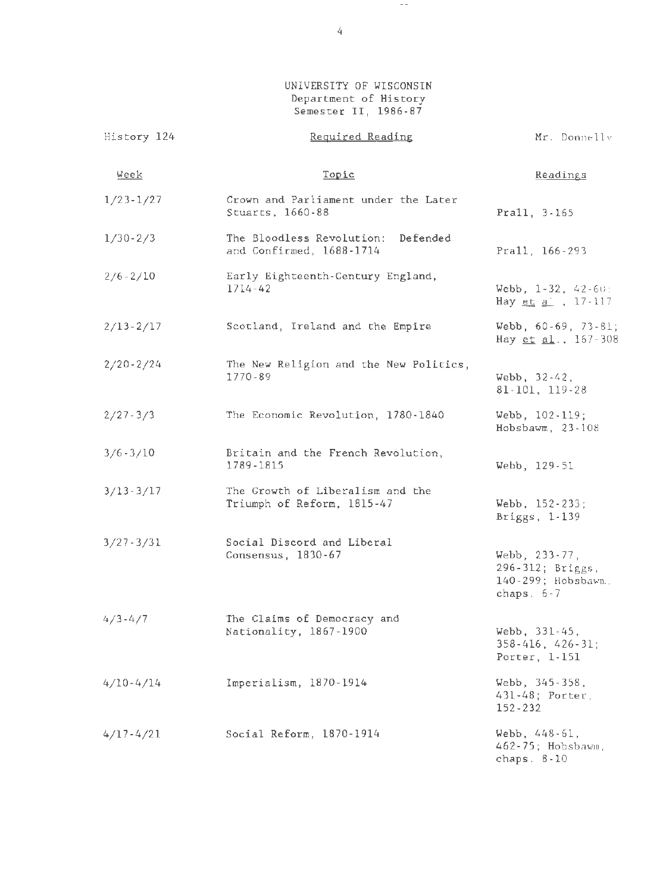UNIVERSITY OF WISCONSIN
Department of History
Semester II, 1986-87

History 124 | Required Reading | Mr. Donnelly

| Week | Topic | Readings |
|---|---|---|
| 1/23-1/27 | Crown and Parliament under the Later Stuarts, 1660-88 | Prall, 3-165 |
| 1/30-2/3 | The Bloodless Revolution: Defended and Confirmed, 1688-1714 | Prall, 166-293 |
| 2/6-2/10 | Early Eighteenth-Century England, 1714-42 | Webb, 1-32, 42-60; Hay et al., 17-117 |
| 2/13-2/17 | Scotland, Ireland and the Empire | Webb, 60-69, 73-81; Hay et al., 167-308 |
| 2/20-2/24 | The New Religion and the New Politics, 1770-89 | Webb, 32-42, 81-101, 119-28 |
| 2/27-3/3 | The Economic Revolution, 1780-1840 | Webb, 102-119; Hobsbawm, 23-108 |
| 3/6-3/10 | Britain and the French Revolution, 1789-1815 | Webb, 129-51 |
| 3/13-3/17 | The Growth of Liberalism and the Triumph of Reform, 1815-47 | Webb, 152-233; Briggs, 1-139 |
| 3/27-3/31 | Social Discord and Liberal Consensus, 1830-67 | Webb, 233-77, 296-312; Briggs, 140-299; Hobsbawm, chaps. 6-7 |
| 4/3-4/7 | The Claims of Democracy and Nationality, 1867-1900 | Webb, 331-45, 358-416, 426-31; Porter, 1-151 |
| 4/10-4/14 | Imperialism, 1870-1914 | Webb, 345-358, 431-48; Porter, 152-232 |
| 4/17-4/21 | Social Reform, 1870-1914 | Webb, 448-61, 462-75; Hobsbawm, chaps. 8-10 |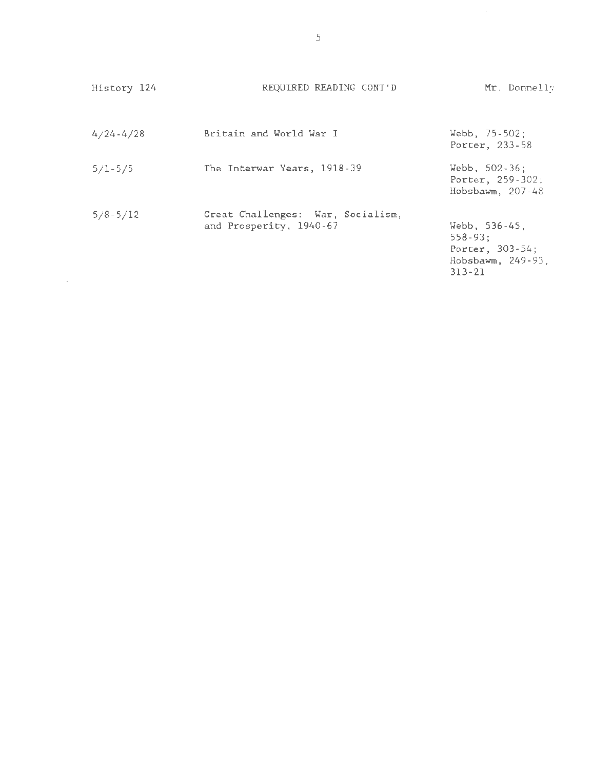History 124 REQUIRED READING CONT'D Mr. Donnelly

| | | |
|---|---|---|
| 4/24-4/28 | Britain and World War I | Webb, 75-502; Porter, 233-58 |
| 5/1-5/5 | The Interwar Years, 1918-39 | Webb, 502-36; Porter, 259-302; Hobsbawm, 207-48 |
| 5/8-5/12 | Great Challenges: War, Socialism, and Prosperity, 1940-67 | Webb, 536-45, 558-93; Porter, 303-54; Hobsbawm, 249-93, 313-21 |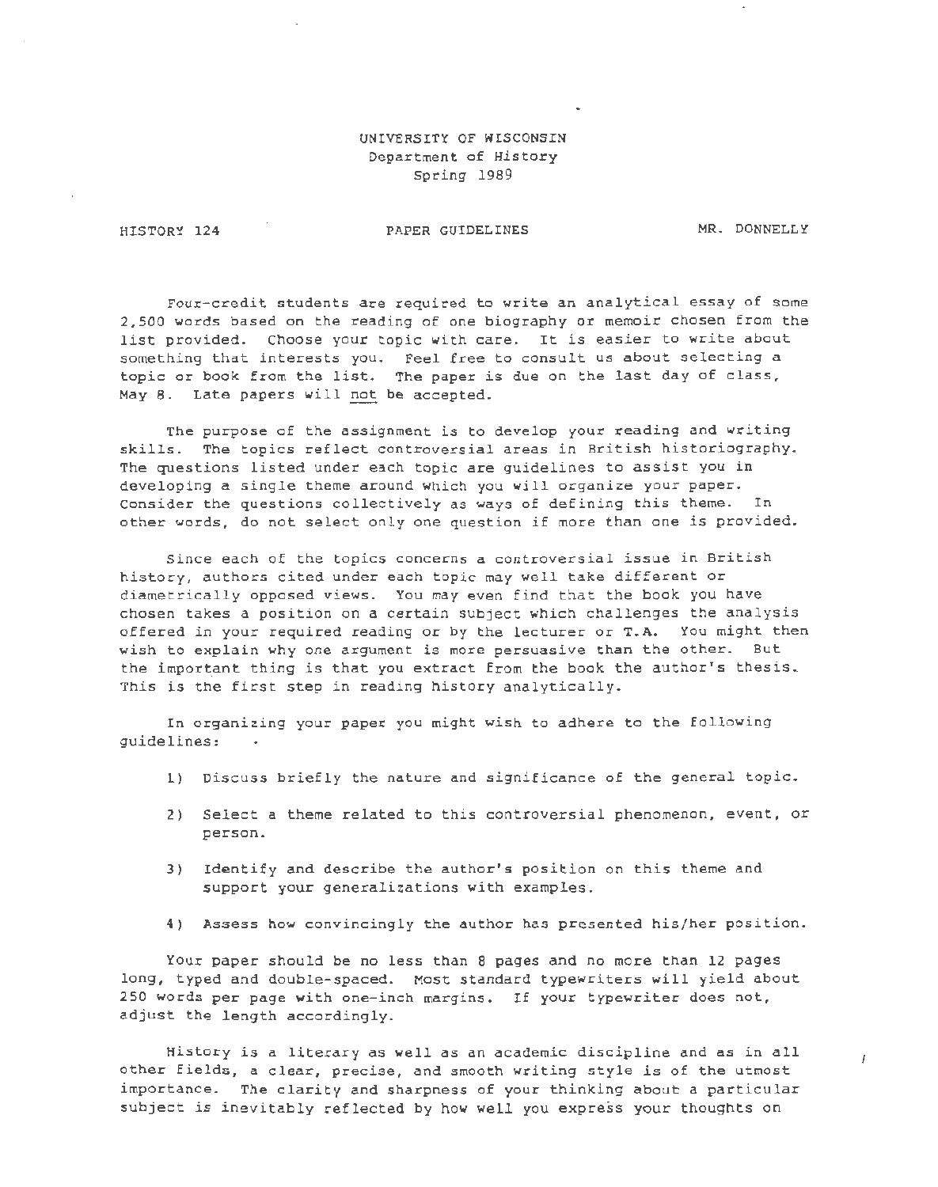UNIVERSITY OF WISCONSIN
Department of History
Spring 1989

HISTORY 124 — PAPER GUIDELINES — MR. DONNELLY

Four-credit students are required to write an analytical essay of some 2,500 words based on the reading of one biography or memoir chosen from the list provided. Choose your topic with care. It is easier to write about something that interests you. Feel free to consult us about selecting a topic or book from the list. The paper is due on the last day of class, May 8. Late papers will not be accepted.

The purpose of the assignment is to develop your reading and writing skills. The topics reflect controversial areas in British historiography. The questions listed under each topic are guidelines to assist you in developing a single theme around which you will organize your paper. Consider the questions collectively as ways of defining this theme. In other words, do not select only one question if more than one is provided.

Since each of the topics concerns a controversial issue in British history, authors cited under each topic may well take different or diametrically opposed views. You may even find that the book you have chosen takes a position on a certain subject which challenges the analysis offered in your required reading or by the lecturer or T.A. You might then wish to explain why one argument is more persuasive than the other. But the important thing is that you extract from the book the author's thesis. This is the first step in reading history analytically.

In organizing your paper you might wish to adhere to the following guidelines:

1) Discuss briefly the nature and significance of the general topic.

2) Select a theme related to this controversial phenomenon, event, or person.

3) Identify and describe the author's position on this theme and support your generalizations with examples.

4) Assess how convincingly the author has presented his/her position.

Your paper should be no less than 8 pages and no more than 12 pages long, typed and double-spaced. Most standard typewriters will yield about 250 words per page with one-inch margins. If your typewriter does not, adjust the length accordingly.

History is a literary as well as an academic discipline and as in all other fields, a clear, precise, and smooth writing style is of the utmost importance. The clarity and sharpness of your thinking about a particular subject is inevitably reflected by how well you express your thoughts on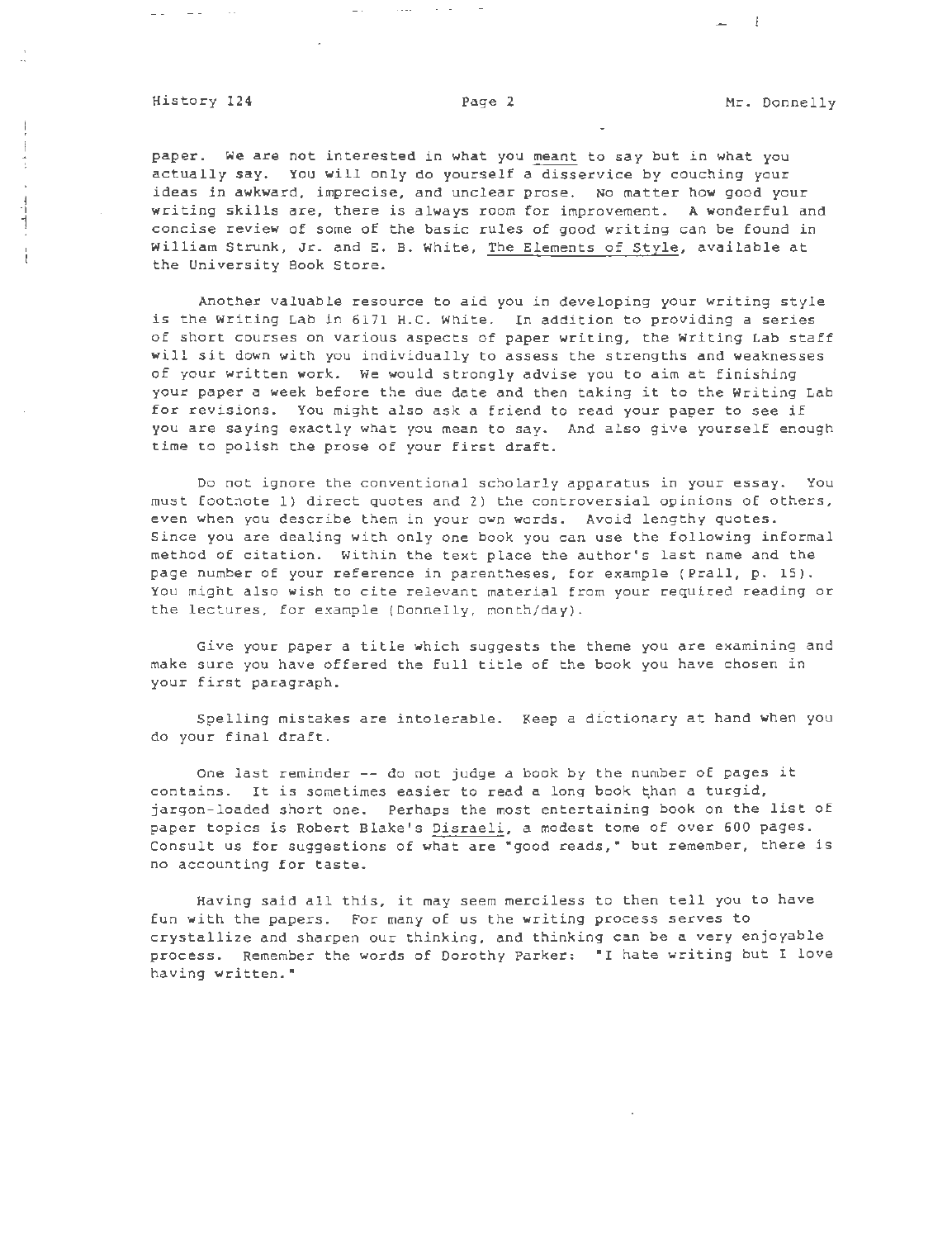paper. We are not interested in what you meant to say but in what you actually say. You will only do yourself a disservice by couching your ideas in awkward, imprecise, and unclear prose. No matter how good your writing skills are, there is always room for improvement. A wonderful and concise review of some of the basic rules of good writing can be found in William Strunk, Jr. and E. B. White, The Elements of Style, available at the University Book Store.

Another valuable resource to aid you in developing your writing style is the Writing Lab in 6171 H.C. White. In addition to providing a series of short courses on various aspects of paper writing, the Writing Lab staff will sit down with you individually to assess the strengths and weaknesses of your written work. We would strongly advise you to aim at finishing your paper a week before the due date and then taking it to the Writing Lab for revisions. You might also ask a friend to read your paper to see if you are saying exactly what you mean to say. And also give yourself enough time to polish the prose of your first draft.

Do not ignore the conventional scholarly apparatus in your essay. You must footnote 1) direct quotes and 2) the controversial opinions of others, even when you describe them in your own words. Avoid lengthy quotes. Since you are dealing with only one book you can use the following informal method of citation. Within the text place the author's last name and the page number of your reference in parentheses, for example (Prall, p. 15). You might also wish to cite relevant material from your required reading or the lectures, for example (Donnelly, month/day).

Give your paper a title which suggests the theme you are examining and make sure you have offered the full title of the book you have chosen in your first paragraph.

Spelling mistakes are intolerable. Keep a dictionary at hand when you do your final draft.

One last reminder -- do not judge a book by the number of pages it contains. It is sometimes easier to read a long book than a turgid, jargon-loaded short one. Perhaps the most entertaining book on the list of paper topics is Robert Blake's Disraeli, a modest tome of over 600 pages. Consult us for suggestions of what are "good reads," but remember, there is no accounting for taste.

Having said all this, it may seem merciless to then tell you to have fun with the papers. For many of us the writing process serves to crystallize and sharpen our thinking, and thinking can be a very enjoyable process. Remember the words of Dorothy Parker: "I hate writing but I love having written."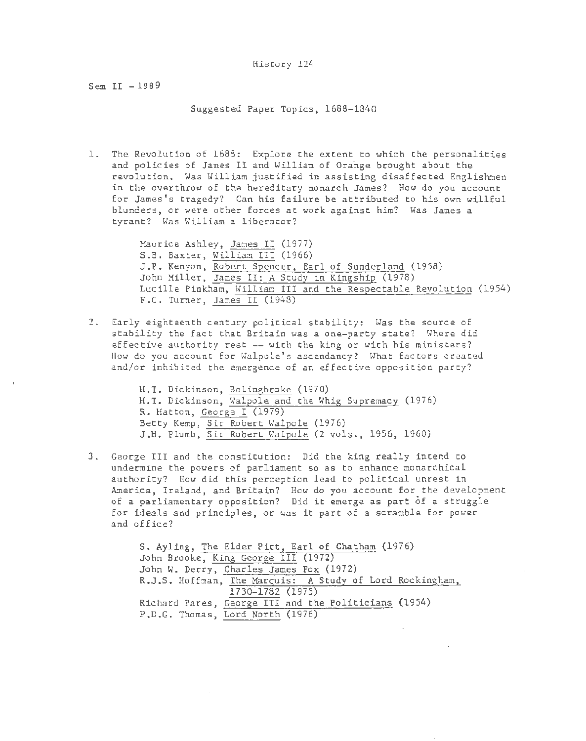History 124

Sem II - 1989

Suggested Paper Topics, 1688-1840

1. The Revolution of 1688: Explore the extent to which the personalities and policies of James II and William of Orange brought about the revolution. Was William justified in assisting disaffected Englishmen in the overthrow of the hereditary monarch James? How do you account for James's tragedy? Can his failure be attributed to his own willful blunders, or were other forces at work against him? Was James a tyrant? Was William a liberator?

   Maurice Ashley, James II (1977)
   S.B. Baxter, William III (1966)
   J.P. Kenyon, Robert Spencer, Earl of Sunderland (1958)
   John Miller, James II: A Study in Kingship (1978)
   Lucille Pinkham, William III and the Respectable Revolution (1954)
   F.C. Turner, James II (1948)

2. Early eighteenth century political stability: Was the source of stability the fact that Britain was a one-party state? Where did effective authority rest -- with the king or with his ministers? How do you account for Walpole's ascendancy? What factors created and/or inhibited the emergence of an effective opposition party?

   H.T. Dickinson, Bolingbroke (1970)
   H.T. Dickinson, Walpole and the Whig Supremacy (1976)
   R. Hatton, George I (1979)
   Betty Kemp, Sir Robert Walpole (1976)
   J.H. Plumb, Sir Robert Walpole (2 vols., 1956, 1960)

3. George III and the constitution: Did the king really intend to undermine the powers of parliament so as to enhance monarchical authority? How did this perception lead to political unrest in America, Ireland, and Britain? How do you account for the development of a parliamentary opposition? Did it emerge as part of a struggle for ideals and principles, or was it part of a scramble for power and office?

   S. Ayling, The Elder Pitt, Earl of Chatham (1976)
   John Brooke, King George III (1972)
   John W. Derry, Charles James Fox (1972)
   R.J.S. Hoffman, The Marquis: A Study of Lord Rockingham, 1730-1782 (1975)
   Richard Pares, George III and the Politicians (1954)
   P.D.G. Thomas, Lord North (1976)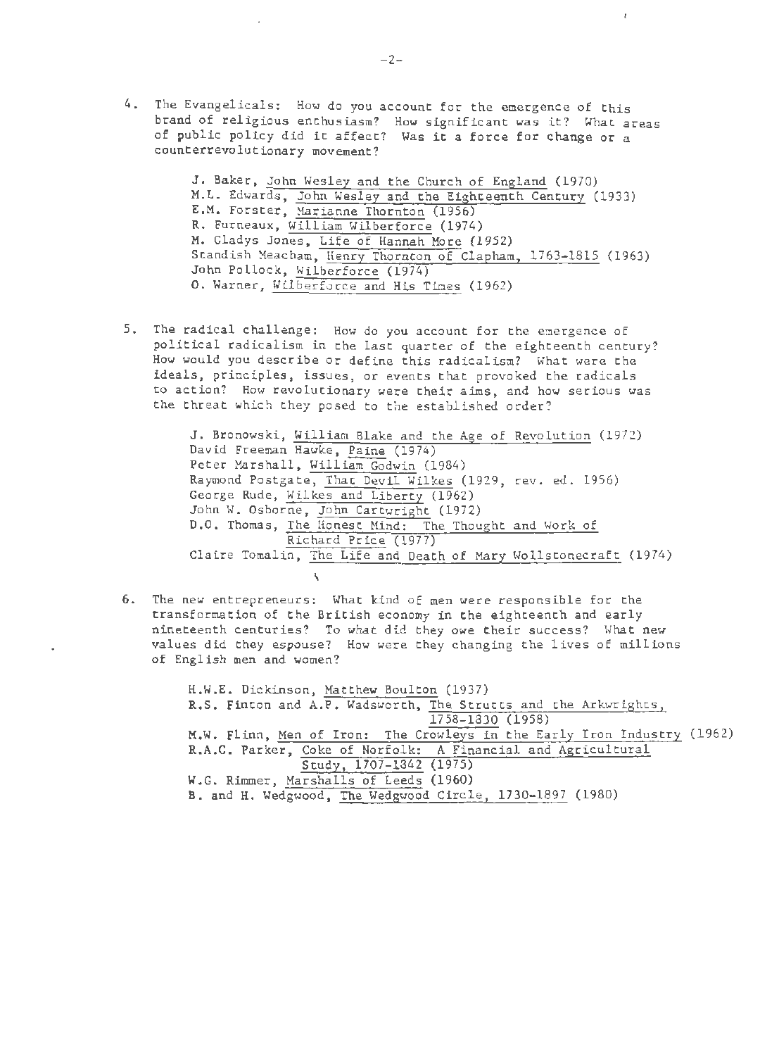4. The Evangelicals: How do you account for the emergence of this brand of religious enthusiasm? How significant was it? What areas of public policy did it affect? Was it a force for change or a counterrevolutionary movement?

   J. Baker, John Wesley and the Church of England (1970)
   M.L. Edwards, John Wesley and the Eighteenth Century (1933)
   E.M. Forster, Marianne Thornton (1956)
   R. Furneaux, William Wilberforce (1974)
   M. Gladys Jones, Life of Hannah More (1952)
   Standish Meacham, Henry Thornton of Clapham, 1763-1815 (1963)
   John Pollock, Wilberforce (1974)
   O. Warner, Wilberforce and His Times (1962)

5. The radical challenge: How do you account for the emergence of political radicalism in the last quarter of the eighteenth century? How would you describe or define this radicalism? What were the ideals, principles, issues, or events that provoked the radicals to action? How revolutionary were their aims, and how serious was the threat which they posed to the established order?

   J. Bronowski, William Blake and the Age of Revolution (1972)
   David Freeman Hawke, Paine (1974)
   Peter Marshall, William Godwin (1984)
   Raymond Postgate, That Devil Wilkes (1929, rev. ed. 1956)
   George Rude, Wilkes and Liberty (1962)
   John W. Osborne, John Cartwright (1972)
   D.O. Thomas, The Honest Mind: The Thought and Work of Richard Price (1977)
   Claire Tomalin, The Life and Death of Mary Wollstonecraft (1974)

6. The new entrepreneurs: What kind of men were responsible for the transformation of the British economy in the eighteenth and early nineteenth centuries? To what did they owe their success? What new values did they espouse? How were they changing the lives of millions of English men and women?

   H.W.E. Dickinson, Matthew Boulton (1937)
   R.S. Finton and A.P. Wadsworth, The Strutts and the Arkwrights, 1758-1830 (1958)
   M.W. Flinn, Men of Iron: The Crowleys in the Early Iron Industry (1962)
   R.A.C. Parker, Coke of Norfolk: A Financial and Agricultural Study, 1707-1842 (1975)
   W.G. Rimmer, Marshalls of Leeds (1960)
   B. and H. Wedgwood, The Wedgwood Circle, 1730-1897 (1980)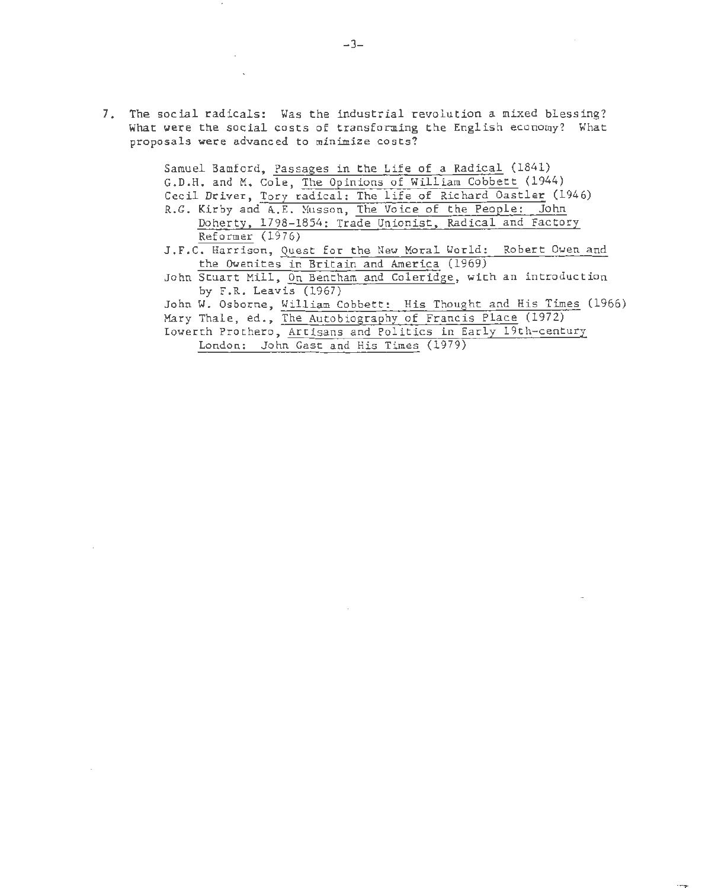7. The social radicals: Was the industrial revolution a mixed blessing? What were the social costs of transforming the English economy? What proposals were advanced to minimize costs?

    Samuel Bamford, Passages in the Life of a Radical (1841)
    G.D.H. and M. Cole, The Opinions of William Cobbett (1944)
    Cecil Driver, Tory radical: The life of Richard Oastler (1946)
    R.G. Kirby and A.E. Musson, The Voice of the People: John Doherty, 1798-1854: Trade Unionist, Radical and Factory Reformer (1976)
    J.F.C. Harrison, Quest for the New Moral World: Robert Owen and the Owenites in Britain and America (1969)
    John Stuart Mill, On Bentham and Coleridge, with an introduction by F.R. Leavis (1967)
    John W. Osborne, William Cobbett: His Thought and His Times (1966)
    Mary Thale, ed., The Autobiography of Francis Place (1972)
    Iowerth Prothero, Artisans and Politics in Early 19th-century London: John Gast and His Times (1979)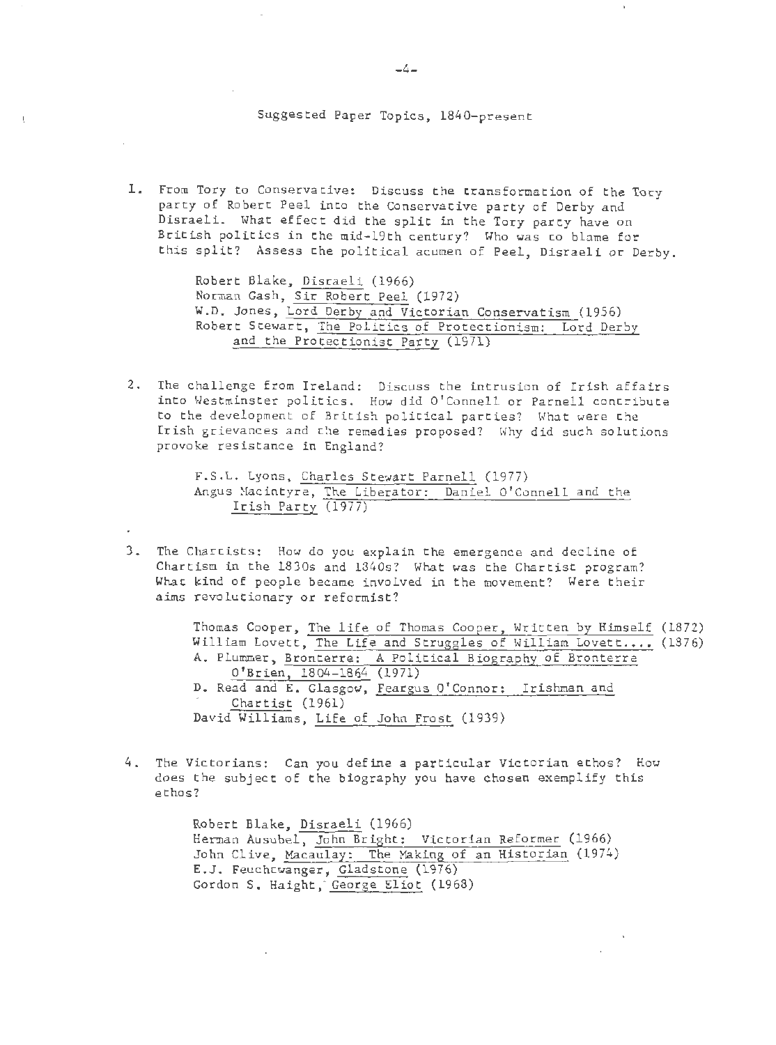## Suggested Paper Topics, 1840–present

1. From Tory to Conservative: Discuss the transformation of the Tory party of Robert Peel into the Conservative party of Derby and Disraeli. What effect did the split in the Tory party have on British politics in the mid-19th century? Who was to blame for this split? Assess the political acumen of Peel, Disraeli or Derby.

   Robert Blake, _Disraeli_ (1966)
   Norman Gash, _Sir Robert Peel_ (1972)
   W.D. Jones, _Lord Derby and Victorian Conservatism_ (1956)
   Robert Stewart, _The Politics of Protectionism: Lord Derby and the Protectionist Party_ (1971)

2. The challenge from Ireland: Discuss the intrusion of Irish affairs into Westminster politics. How did O'Connell or Parnell contribute to the development of British political parties? What were the Irish grievances and the remedies proposed? Why did such solutions provoke resistance in England?

   F.S.L. Lyons, _Charles Stewart Parnell_ (1977)
   Angus Macintyre, _The Liberator: Daniel O'Connell and the Irish Party_ (1977)

3. The Chartists: How do you explain the emergence and decline of Chartism in the 1830s and 1840s? What was the Chartist program? What kind of people became involved in the movement? Were their aims revolutionary or reformist?

   Thomas Cooper, _The life of Thomas Cooper, Written by Himself_ (1872)
   William Lovett, _The Life and Struggles of William Lovett...._ (1876)
   A. Plummer, _Bronterre: A Political Biography of Bronterre O'Brien, 1804–1864_ (1971)
   D. Read and E. Glasgow, _Feargus O'Connor: Irishman and Chartist_ (1961)
   David Williams, _Life of John Frost_ (1939)

4. The Victorians: Can you define a particular Victorian ethos? How does the subject of the biography you have chosen exemplify this ethos?

   Robert Blake, _Disraeli_ (1966)
   Herman Ausubel, _John Bright: Victorian Reformer_ (1966)
   John Clive, _Macaulay: The Making of an Historian_ (1974)
   E.J. Feuchtwanger, _Gladstone_ (1976)
   Gordon S. Haight, _George Eliot_ (1968)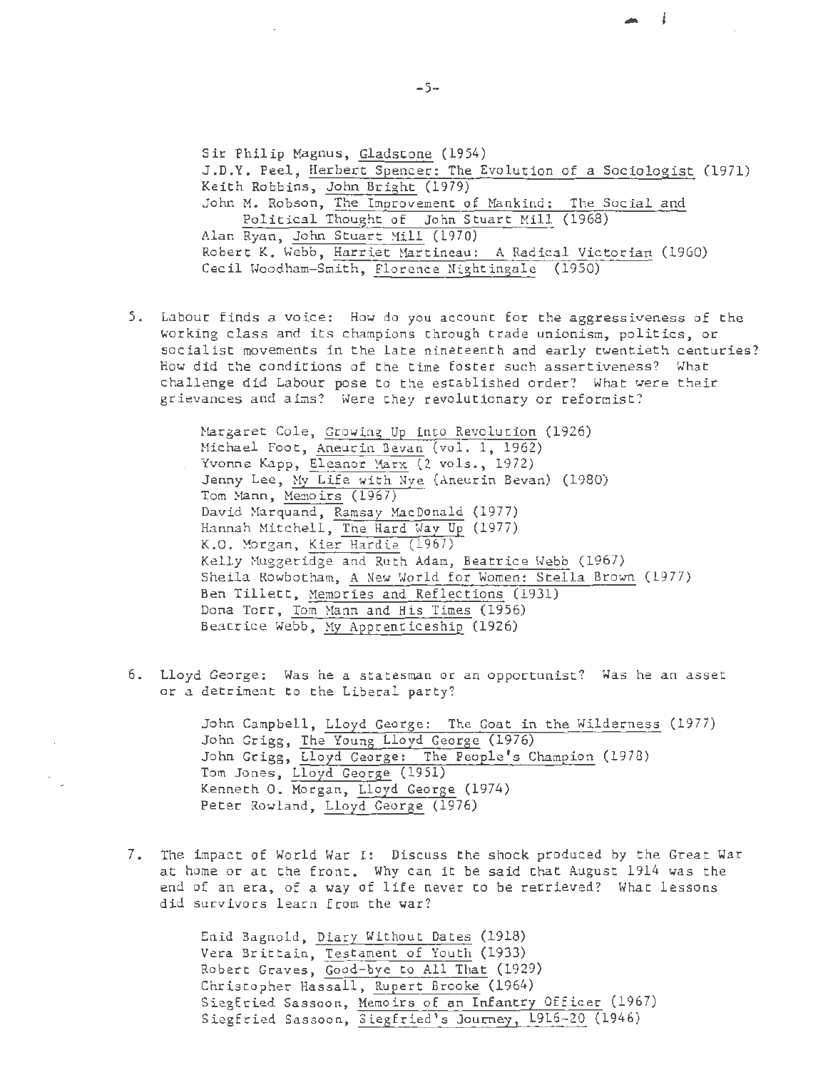Sir Philip Magnus, Gladstone (1954)
J.D.Y. Peel, Herbert Spencer: The Evolution of a Sociologist (1971)
Keith Robbins, John Bright (1979)
John M. Robson, The Improvement of Mankind: The Social and Political Thought of John Stuart Mill (1968)
Alan Ryan, John Stuart Mill (1970)
Robert K. Webb, Harriet Martineau: A Radical Victorian (1960)
Cecil Woodham-Smith, Florence Nightingale (1950)

5. Labour finds a voice: How do you account for the aggressiveness of the working class and its champions through trade unionism, politics, or socialist movements in the late nineteenth and early twentieth centuries? How did the conditions of the time foster such assertiveness? What challenge did Labour pose to the established order? What were their grievances and aims? Were they revolutionary or reformist?

   Margaret Cole, Growing Up into Revolution (1926)
   Michael Foot, Aneurin Bevan (vol. 1, 1962)
   Yvonne Kapp, Eleanor Marx (2 vols., 1972)
   Jenny Lee, My Life with Nye (Aneurin Bevan) (1980)
   Tom Mann, Memoirs (1967)
   David Marquand, Ramsay MacDonald (1977)
   Hannah Mitchell, The Hard Way Up (1977)
   K.O. Morgan, Kier Hardie (1967)
   Kelly Muggeridge and Ruth Adam, Beatrice Webb (1967)
   Sheila Rowbotham, A New World for Women: Stella Brown (1977)
   Ben Tillett, Memories and Reflections (1931)
   Dona Torr, Tom Mann and His Times (1956)
   Beatrice Webb, My Apprenticeship (1926)

6. Lloyd George: Was he a statesman or an opportunist? Was he an asset or a detriment to the Liberal party?

   John Campbell, Lloyd George: The Goat in the Wilderness (1977)
   John Grigg, The Young Lloyd George (1976)
   John Grigg, Lloyd George: The People's Champion (1978)
   Tom Jones, Lloyd George (1951)
   Kenneth O. Morgan, Lloyd George (1974)
   Peter Rowland, Lloyd George (1976)

7. The impact of World War I: Discuss the shock produced by the Great War at home or at the front. Why can it be said that August 1914 was the end of an era, of a way of life never to be retrieved? What lessons did survivors learn from the war?

   Enid Bagnold, Diary Without Dates (1918)
   Vera Brittain, Testament of Youth (1933)
   Robert Graves, Good-bye to All That (1929)
   Christopher Hassall, Rupert Brooke (1964)
   Siegfried Sassoon, Memoirs of an Infantry Officer (1967)
   Siegfried Sassoon, Siegfried's Journey, 1916-20 (1946)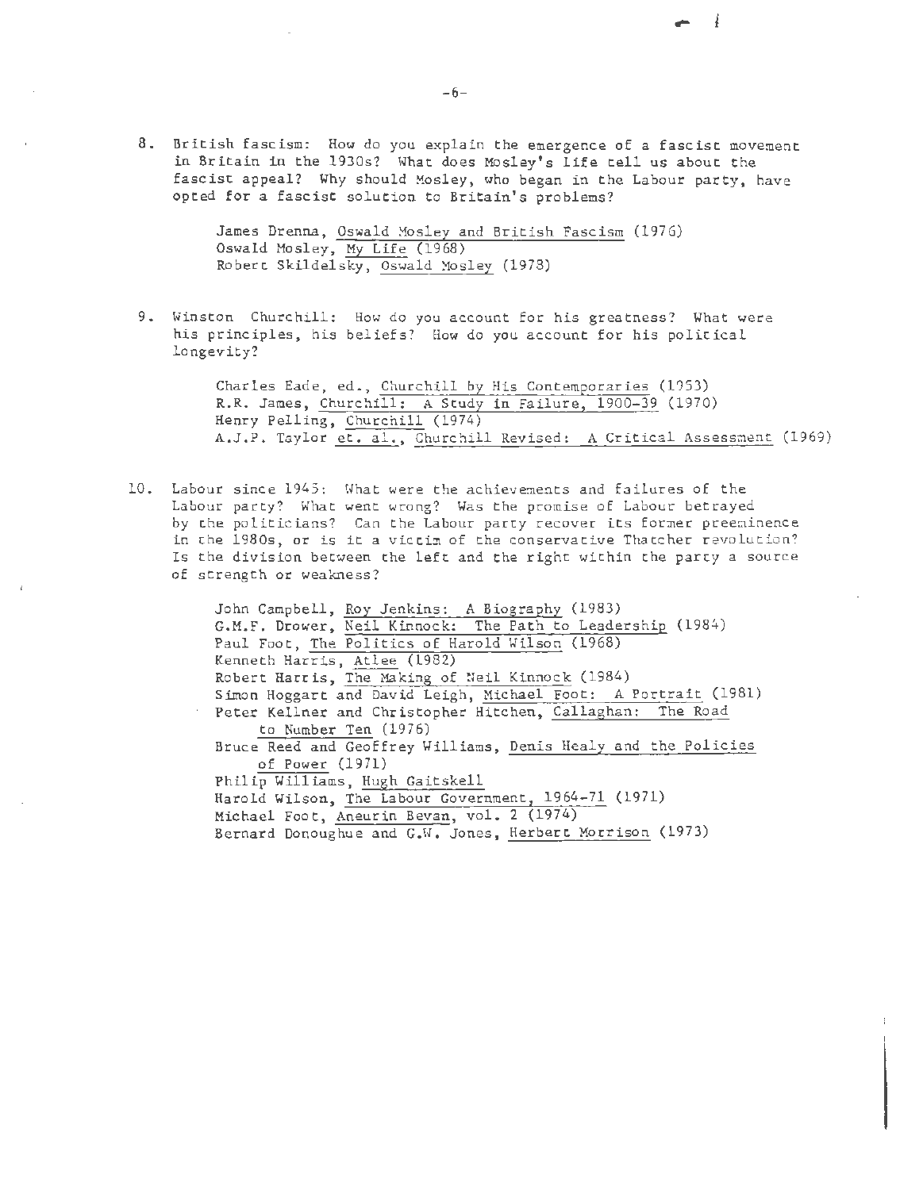8. British fascism: How do you explain the emergence of a fascist movement in Britain in the 1930s? What does Mosley's life tell us about the fascist appeal? Why should Mosley, who began in the Labour party, have opted for a fascist solution to Britain's problems?

   James Drenna, Oswald Mosley and British Fascism (1976)
   Oswald Mosley, My Life (1968)
   Robert Skildelsky, Oswald Mosley (1978)

9. Winston Churchill: How do you account for his greatness? What were his principles, his beliefs? How do you account for his political longevity?

   Charles Eade, ed., Churchill by His Contemporaries (1953)
   R.R. James, Churchill: A Study in Failure, 1900-39 (1970)
   Henry Pelling, Churchill (1974)
   A.J.P. Taylor et. al., Churchill Revised: A Critical Assessment (1969)

10. Labour since 1945: What were the achievements and failures of the Labour party? What went wrong? Was the promise of Labour betrayed by the politicians? Can the Labour party recover its former preeminence in the 1980s, or is it a victim of the conservative Thatcher revolution? Is the division between the left and the right within the party a source of strength or weakness?

    John Campbell, Roy Jenkins: A Biography (1983)
    G.M.F. Drower, Neil Kinnock: The Path to Leadership (1984)
    Paul Foot, The Politics of Harold Wilson (1968)
    Kenneth Harris, Atlee (1982)
    Robert Harris, The Making of Neil Kinnock (1984)
    Simon Hoggart and David Leigh, Michael Foot: A Portrait (1981)
    Peter Kellner and Christopher Hitchen, Callaghan: The Road to Number Ten (1976)
    Bruce Reed and Geoffrey Williams, Denis Healy and the Policies of Power (1971)
    Philip Williams, Hugh Gaitskell
    Harold Wilson, The Labour Government, 1964-71 (1971)
    Michael Foot, Aneurin Bevan, vol. 2 (1974)
    Bernard Donoughue and G.W. Jones, Herbert Morrison (1973)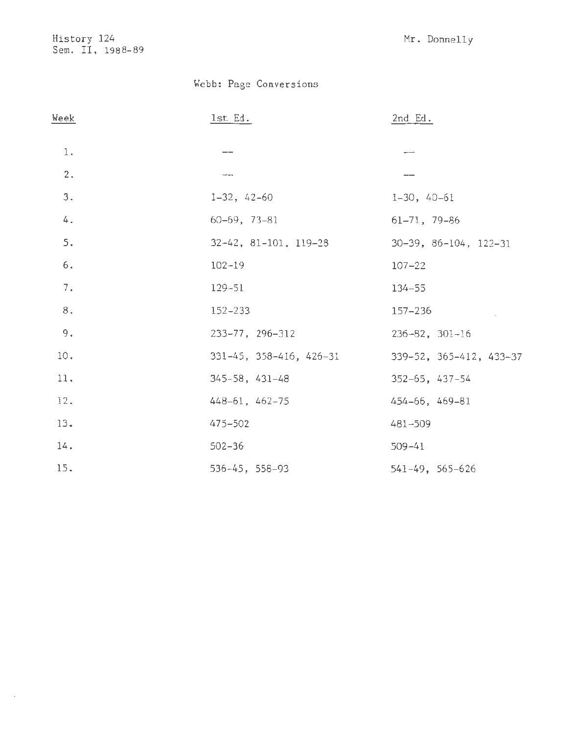History 124
Sem. II, 1988-89

Mr. Donnelly

Webb: Page Conversions

| Week | 1st Ed. | 2nd Ed. |
|---|---|---|
| 1. | -- | -- |
| 2. | -- | -- |
| 3. | 1-32, 42-60 | 1-30, 40-61 |
| 4. | 60-69, 73-81 | 61-71, 79-86 |
| 5. | 32-42, 81-101, 119-28 | 30-39, 86-104, 122-31 |
| 6. | 102-19 | 107-22 |
| 7. | 129-51 | 134-55 |
| 8. | 152-233 | 157-236 |
| 9. | 233-77, 296-312 | 236-82, 301-16 |
| 10. | 331-45, 358-416, 426-31 | 339-52, 365-412, 433-37 |
| 11. | 345-58, 431-48 | 352-65, 437-54 |
| 12. | 448-61, 462-75 | 454-66, 469-81 |
| 13. | 475-502 | 481-509 |
| 14. | 502-36 | 509-41 |
| 15. | 536-45, 558-93 | 541-49, 565-626 |